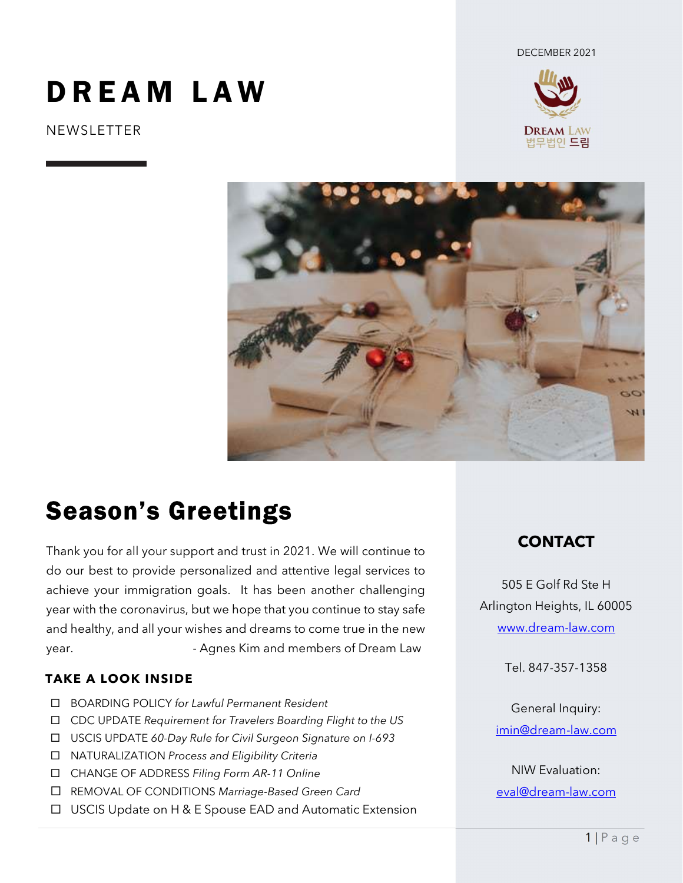DECEMBER 2021

# DREAM LAW

NEWSLETTER

## Season's Greetings

Thank you for all your support and trust in 2021. We will continue to do our best to provide personalized and attentive legal services to achieve your immigration goals. It has been another challenging year with the coronavirus, but we hope that you continue to stay safe and healthy, and all your wishes and dreams to come true in the new year. - Agnes Kim and members of Dream Law

### TAKE A LOOK INSIDE

- ☐ BOARDING POLICY *for Lawful Permanent Resident*
- ☐ CDC UPDATE *Requirement for Travelers Boarding Flight to the US*
- ☐ USCIS UPDATE *60-Day Rule for Civil Surgeon Signature on I-693*
- ☐ NATURALIZATION *Process and Eligibility Criteria*
- ☐ CHANGE OF ADDRESS *Filing Form AR-11 Online*
- ☐ REMOVAL OF CONDITIONS *Marriage-Based Green Card*
- ☐ USCIS Update on H & E Spouse EAD and Automatic Extension

### CONTACT

505 E Golf Rd Ste H
Arlington Heights, IL 60005
www.dream-law.com

Tel. 847-357-1358

General Inquiry:
imin@dream-law.com

NIW Evaluation:
eval@dream-law.com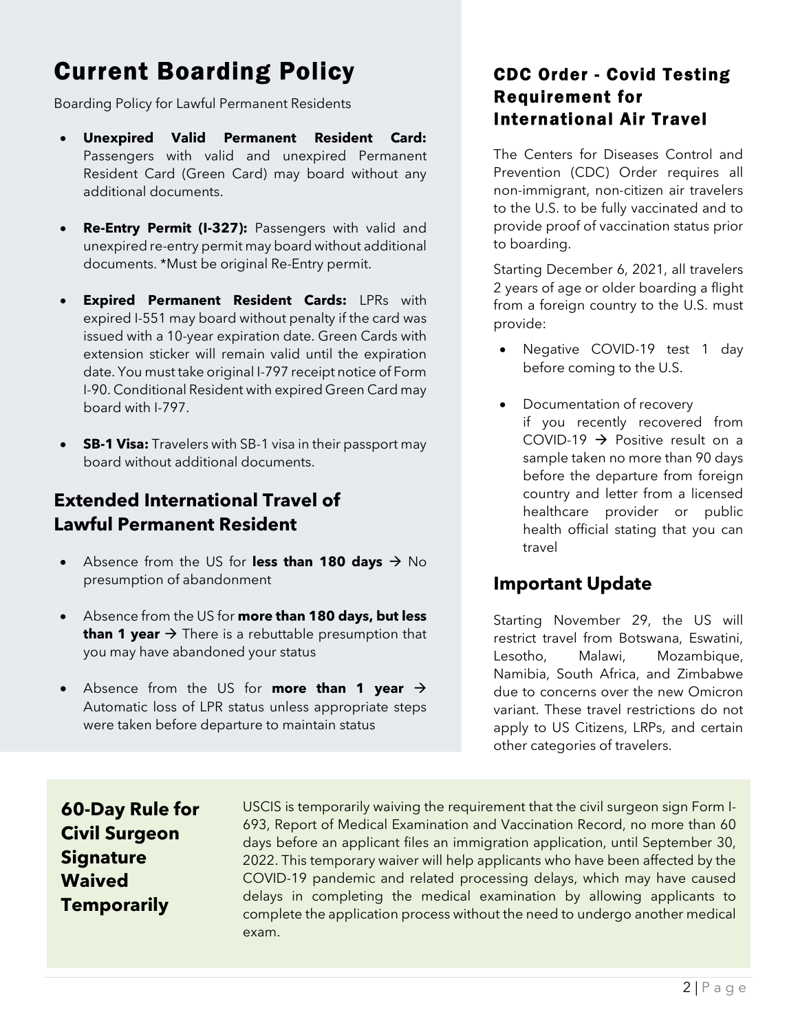# Current Boarding Policy

Boarding Policy for Lawful Permanent Residents

- **Unexpired Valid Permanent Resident Card:** Passengers with valid and unexpired Permanent Resident Card (Green Card) may board without any additional documents.
- **Re-Entry Permit (I-327):** Passengers with valid and unexpired re-entry permit may board without additional documents. *Must be original Re-Entry permit.
- **Expired Permanent Resident Cards:** LPRs with expired I-551 may board without penalty if the card was issued with a 10-year expiration date. Green Cards with extension sticker will remain valid until the expiration date. You must take original I-797 receipt notice of Form I-90. Conditional Resident with expired Green Card may board with I-797.
- **SB-1 Visa:** Travelers with SB-1 visa in their passport may board without additional documents.

## Extended International Travel of Lawful Permanent Resident

- Absence from the US for **less than 180 days** → No presumption of abandonment
- Absence from the US for **more than 180 days, but less than 1 year** → There is a rebuttable presumption that you may have abandoned your status
- Absence from the US for **more than 1 year** → Automatic loss of LPR status unless appropriate steps were taken before departure to maintain status

## CDC Order - Covid Testing Requirement for International Air Travel

The Centers for Diseases Control and Prevention (CDC) Order requires all non-immigrant, non-citizen air travelers to the U.S. to be fully vaccinated and to provide proof of vaccination status prior to boarding.

Starting December 6, 2021, all travelers 2 years of age or older boarding a flight from a foreign country to the U.S. must provide:

- Negative COVID-19 test 1 day before coming to the U.S.
- Documentation of recovery if you recently recovered from COVID-19 → Positive result on a sample taken no more than 90 days before the departure from foreign country and letter from a licensed healthcare provider or public health official stating that you can travel

## Important Update

Starting November 29, the US will restrict travel from Botswana, Eswatini, Lesotho, Malawi, Mozambique, Namibia, South Africa, and Zimbabwe due to concerns over the new Omicron variant. These travel restrictions do not apply to US Citizens, LRPs, and certain other categories of travelers.

## 60-Day Rule for Civil Surgeon Signature Waived Temporarily

USCIS is temporarily waiving the requirement that the civil surgeon sign Form I-693, Report of Medical Examination and Vaccination Record, no more than 60 days before an applicant files an immigration application, until September 30, 2022. This temporary waiver will help applicants who have been affected by the COVID-19 pandemic and related processing delays, which may have caused delays in completing the medical examination by allowing applicants to complete the application process without the need to undergo another medical exam.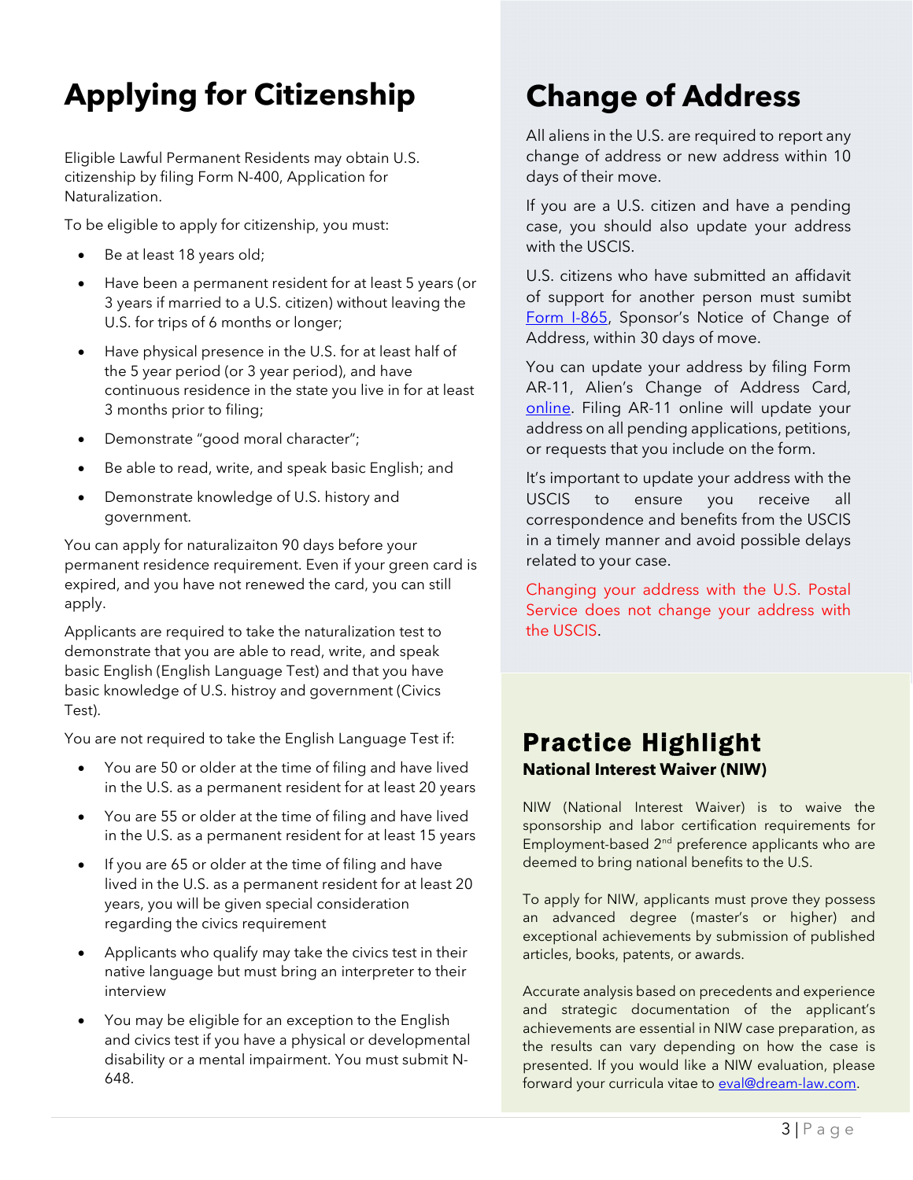# Applying for Citizenship

Eligible Lawful Permanent Residents may obtain U.S. citizenship by filing Form N-400, Application for Naturalization.

To be eligible to apply for citizenship, you must:

- Be at least 18 years old;
- Have been a permanent resident for at least 5 years (or 3 years if married to a U.S. citizen) without leaving the U.S. for trips of 6 months or longer;
- Have physical presence in the U.S. for at least half of the 5 year period (or 3 year period), and have continuous residence in the state you live in for at least 3 months prior to filing;
- Demonstrate "good moral character";
- Be able to read, write, and speak basic English; and
- Demonstrate knowledge of U.S. history and government.

You can apply for naturalizaiton 90 days before your permanent residence requirement. Even if your green card is expired, and you have not renewed the card, you can still apply.

Applicants are required to take the naturalization test to demonstrate that you are able to read, write, and speak basic English (English Language Test) and that you have basic knowledge of U.S. histroy and government (Civics Test).

You are not required to take the English Language Test if:

- You are 50 or older at the time of filing and have lived in the U.S. as a permanent resident for at least 20 years
- You are 55 or older at the time of filing and have lived in the U.S. as a permanent resident for at least 15 years
- If you are 65 or older at the time of filing and have lived in the U.S. as a permanent resident for at least 20 years, you will be given special consideration regarding the civics requirement
- Applicants who qualify may take the civics test in their native language but must bring an interpreter to their interview
- You may be eligible for an exception to the English and civics test if you have a physical or developmental disability or a mental impairment. You must submit N-648.

# Change of Address

All aliens in the U.S. are required to report any change of address or new address within 10 days of their move.

If you are a U.S. citizen and have a pending case, you should also update your address with the USCIS.

U.S. citizens who have submitted an affidavit of support for another person must sumbit Form I-865, Sponsor's Notice of Change of Address, within 30 days of move.

You can update your address by filing Form AR-11, Alien's Change of Address Card, online. Filing AR-11 online will update your address on all pending applications, petitions, or requests that you include on the form.

It's important to update your address with the USCIS to ensure you receive all correspondence and benefits from the USCIS in a timely manner and avoid possible delays related to your case.

Changing your address with the U.S. Postal Service does not change your address with the USCIS.

# Practice Highlight

**National Interest Waiver (NIW)**

NIW (National Interest Waiver) is to waive the sponsorship and labor certification requirements for Employment-based 2nd preference applicants who are deemed to bring national benefits to the U.S.

To apply for NIW, applicants must prove they possess an advanced degree (master's or higher) and exceptional achievements by submission of published articles, books, patents, or awards.

Accurate analysis based on precedents and experience and strategic documentation of the applicant's achievements are essential in NIW case preparation, as the results can vary depending on how the case is presented. If you would like a NIW evaluation, please forward your curricula vitae to eval@dream-law.com.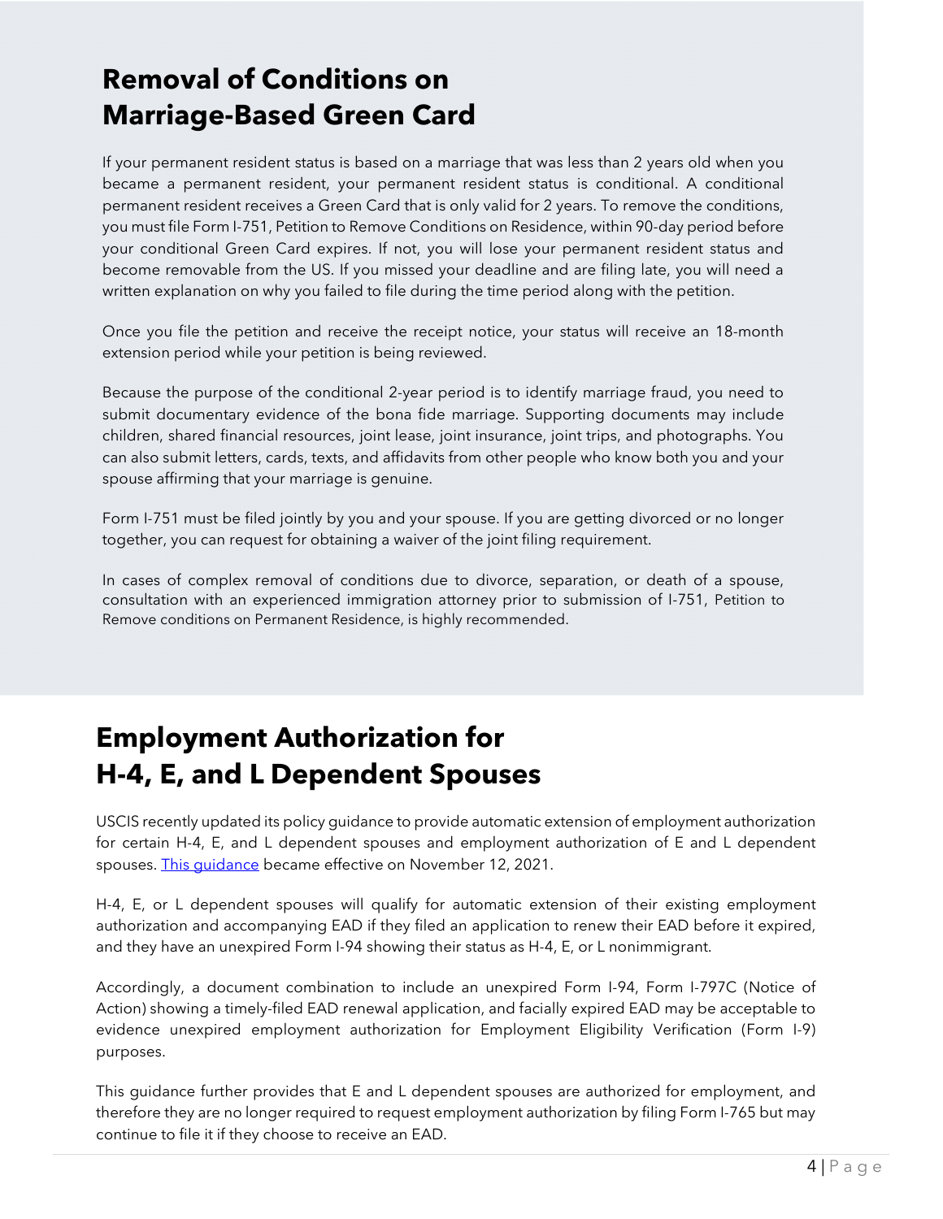## Removal of Conditions on Marriage-Based Green Card

If your permanent resident status is based on a marriage that was less than 2 years old when you became a permanent resident, your permanent resident status is conditional. A conditional permanent resident receives a Green Card that is only valid for 2 years. To remove the conditions, you must file Form I-751, Petition to Remove Conditions on Residence, within 90-day period before your conditional Green Card expires. If not, you will lose your permanent resident status and become removable from the US. If you missed your deadline and are filing late, you will need a written explanation on why you failed to file during the time period along with the petition.

Once you file the petition and receive the receipt notice, your status will receive an 18-month extension period while your petition is being reviewed.

Because the purpose of the conditional 2-year period is to identify marriage fraud, you need to submit documentary evidence of the bona fide marriage. Supporting documents may include children, shared financial resources, joint lease, joint insurance, joint trips, and photographs. You can also submit letters, cards, texts, and affidavits from other people who know both you and your spouse affirming that your marriage is genuine.

Form I-751 must be filed jointly by you and your spouse. If you are getting divorced or no longer together, you can request for obtaining a waiver of the joint filing requirement.

In cases of complex removal of conditions due to divorce, separation, or death of a spouse, consultation with an experienced immigration attorney prior to submission of I-751, Petition to Remove conditions on Permanent Residence, is highly recommended.

## Employment Authorization for H-4, E, and L Dependent Spouses

USCIS recently updated its policy guidance to provide automatic extension of employment authorization for certain H-4, E, and L dependent spouses and employment authorization of E and L dependent spouses. This guidance became effective on November 12, 2021.

H-4, E, or L dependent spouses will qualify for automatic extension of their existing employment authorization and accompanying EAD if they filed an application to renew their EAD before it expired, and they have an unexpired Form I-94 showing their status as H-4, E, or L nonimmigrant.

Accordingly, a document combination to include an unexpired Form I-94, Form I-797C (Notice of Action) showing a timely-filed EAD renewal application, and facially expired EAD may be acceptable to evidence unexpired employment authorization for Employment Eligibility Verification (Form I-9) purposes.

This guidance further provides that E and L dependent spouses are authorized for employment, and therefore they are no longer required to request employment authorization by filing Form I-765 but may continue to file it if they choose to receive an EAD.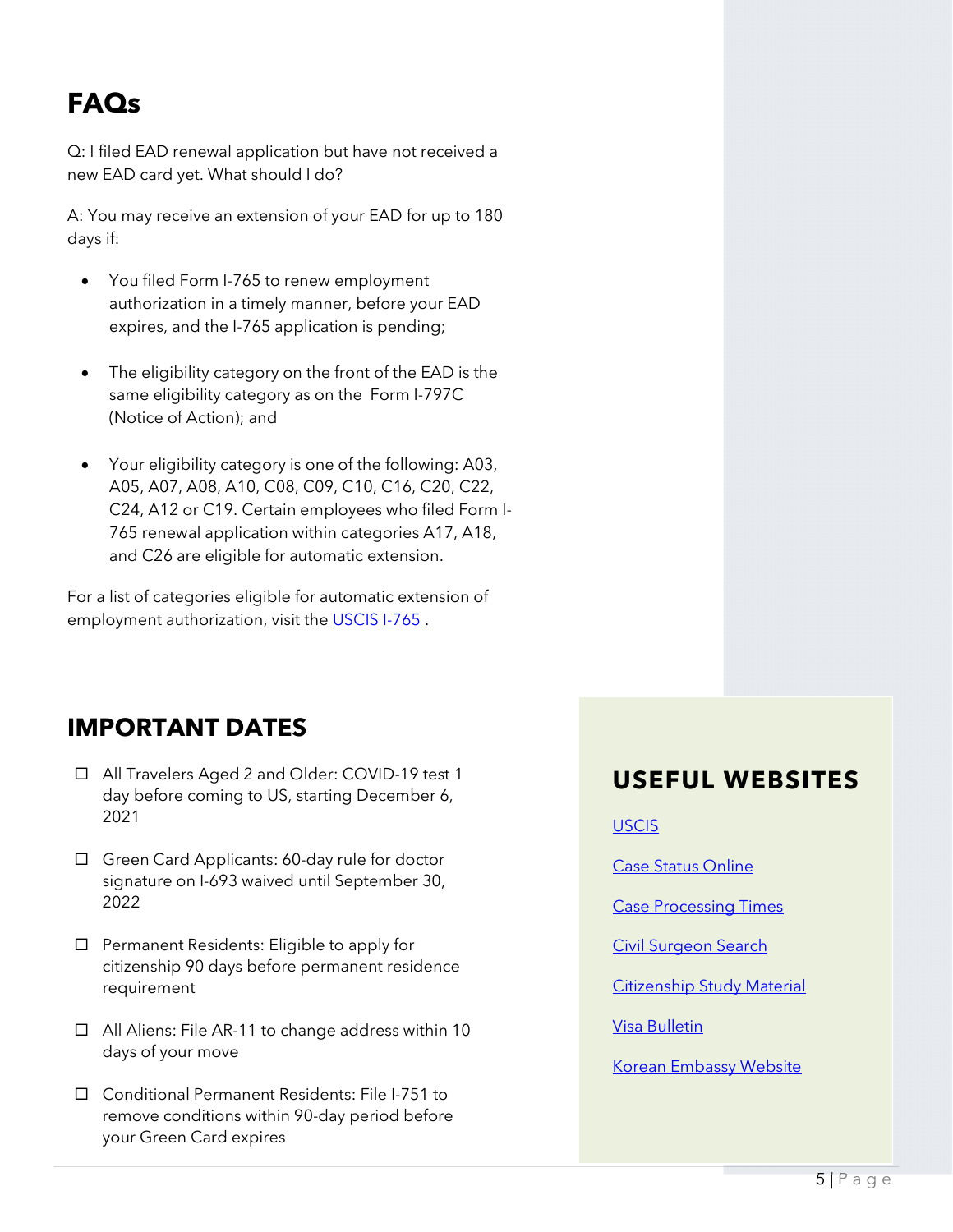# FAQs

Q: I filed EAD renewal application but have not received a new EAD card yet. What should I do?

A: You may receive an extension of your EAD for up to 180 days if:

- You filed Form I-765 to renew employment authorization in a timely manner, before your EAD expires, and the I-765 application is pending;
- The eligibility category on the front of the EAD is the same eligibility category as on the Form I-797C (Notice of Action); and
- Your eligibility category is one of the following: A03, A05, A07, A08, A10, C08, C09, C10, C16, C20, C22, C24, A12 or C19. Certain employees who filed Form I-765 renewal application within categories A17, A18, and C26 are eligible for automatic extension.

For a list of categories eligible for automatic extension of employment authorization, visit the [USCIS I-765](#) .

# IMPORTANT DATES

- ☐ All Travelers Aged 2 and Older: COVID-19 test 1 day before coming to US, starting December 6, 2021
- ☐ Green Card Applicants: 60-day rule for doctor signature on I-693 waived until September 30, 2022
- ☐ Permanent Residents: Eligible to apply for citizenship 90 days before permanent residence requirement
- ☐ All Aliens: File AR-11 to change address within 10 days of your move
- ☐ Conditional Permanent Residents: File I-751 to remove conditions within 90-day period before your Green Card expires

# USEFUL WEBSITES

[USCIS](#)

[Case Status Online](#)

[Case Processing Times](#)

[Civil Surgeon Search](#)

[Citizenship Study Material](#)

[Visa Bulletin](#)

[Korean Embassy Website](#)